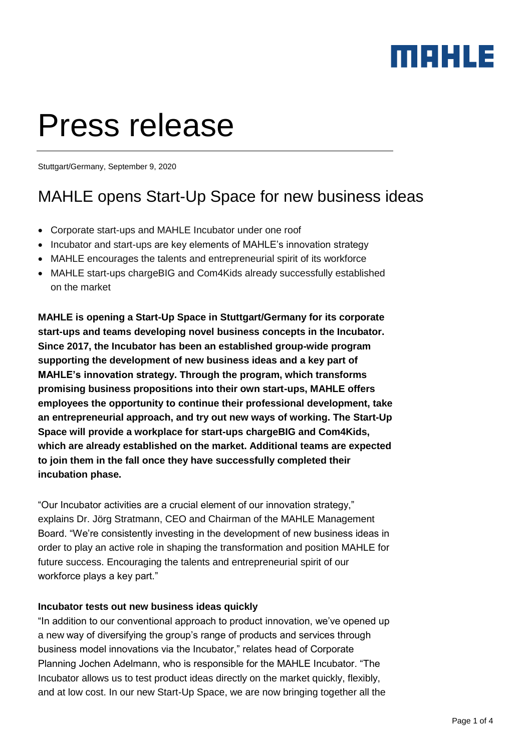# Press release

Stuttgart/Germany, September 9, 2020

## MAHLE opens Start-Up Space for new business ideas

- Corporate start-ups and MAHLE Incubator under one roof
- Incubator and start-ups are key elements of MAHLE's innovation strategy
- MAHLE encourages the talents and entrepreneurial spirit of its workforce
- MAHLE start-ups chargeBIG and Com4Kids already successfully established on the market

**MAHLE is opening a Start-Up Space in Stuttgart/Germany for its corporate start-ups and teams developing novel business concepts in the Incubator. Since 2017, the Incubator has been an established group-wide program supporting the development of new business ideas and a key part of MAHLE's innovation strategy. Through the program, which transforms promising business propositions into their own start-ups, MAHLE offers employees the opportunity to continue their professional development, take an entrepreneurial approach, and try out new ways of working. The Start-Up Space will provide a workplace for start-ups chargeBIG and Com4Kids, which are already established on the market. Additional teams are expected to join them in the fall once they have successfully completed their incubation phase.**

"Our Incubator activities are a crucial element of our innovation strategy," explains Dr. Jörg Stratmann, CEO and Chairman of the MAHLE Management Board. "We're consistently investing in the development of new business ideas in order to play an active role in shaping the transformation and position MAHLE for future success. Encouraging the talents and entrepreneurial spirit of our workforce plays a key part."

**Incubator tests out new business ideas quickly**

"In addition to our conventional approach to product innovation, we've opened up a new way of diversifying the group's range of products and services through business model innovations via the Incubator," relates head of Corporate Planning Jochen Adelmann, who is responsible for the MAHLE Incubator. "The Incubator allows us to test product ideas directly on the market quickly, flexibly, and at low cost. In our new Start-Up Space, we are now bringing together all the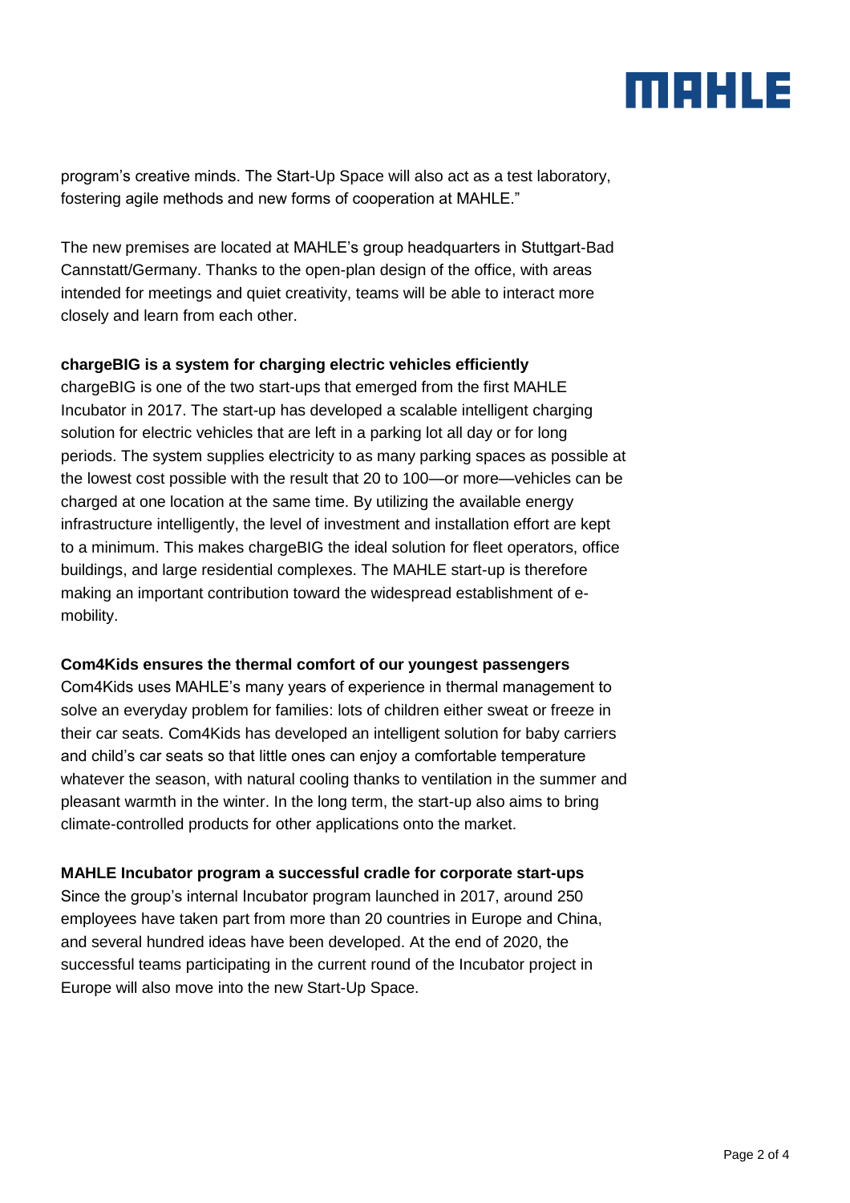program’s creative minds. The Start-Up Space will also act as a test laboratory, fostering agile methods and new forms of cooperation at MAHLE.”

The new premises are located at MAHLE’s group headquarters in Stuttgart-Bad Cannstatt/Germany. Thanks to the open-plan design of the office, with areas intended for meetings and quiet creativity, teams will be able to interact more closely and learn from each other.

**chargeBIG is a system for charging electric vehicles efficiently**

chargeBIG is one of the two start-ups that emerged from the first MAHLE Incubator in 2017. The start-up has developed a scalable intelligent charging solution for electric vehicles that are left in a parking lot all day or for long periods. The system supplies electricity to as many parking spaces as possible at the lowest cost possible with the result that 20 to 100—or more—vehicles can be charged at one location at the same time. By utilizing the available energy infrastructure intelligently, the level of investment and installation effort are kept to a minimum. This makes chargeBIG the ideal solution for fleet operators, office buildings, and large residential complexes. The MAHLE start-up is therefore making an important contribution toward the widespread establishment of e-mobility.

**Com4Kids ensures the thermal comfort of our youngest passengers**

Com4Kids uses MAHLE’s many years of experience in thermal management to solve an everyday problem for families: lots of children either sweat or freeze in their car seats. Com4Kids has developed an intelligent solution for baby carriers and child’s car seats so that little ones can enjoy a comfortable temperature whatever the season, with natural cooling thanks to ventilation in the summer and pleasant warmth in the winter. In the long term, the start-up also aims to bring climate-controlled products for other applications onto the market.

**MAHLE Incubator program a successful cradle for corporate start-ups**

Since the group’s internal Incubator program launched in 2017, around 250 employees have taken part from more than 20 countries in Europe and China, and several hundred ideas have been developed. At the end of 2020, the successful teams participating in the current round of the Incubator project in Europe will also move into the new Start-Up Space.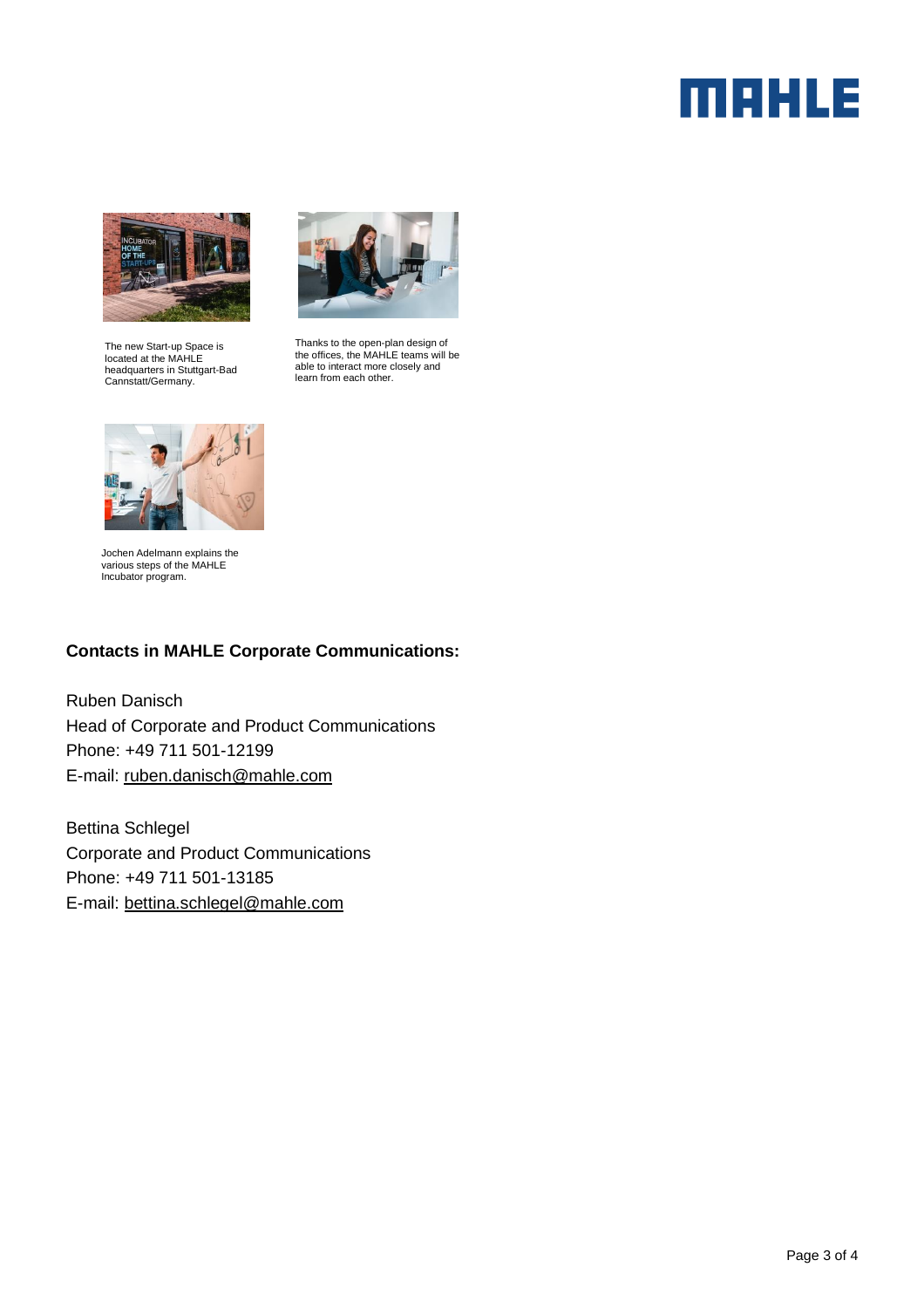The new Start-up Space is located at the MAHLE headquarters in Stuttgart-Bad Cannstatt/Germany.

Thanks to the open-plan design of the offices, the MAHLE teams will be able to interact more closely and learn from each other.

Jochen Adelmann explains the various steps of the MAHLE Incubator program.

**Contacts in MAHLE Corporate Communications:**

Ruben Danisch
Head of Corporate and Product Communications
Phone: +49 711 501-12199
E-mail: ruben.danisch@mahle.com

Bettina Schlegel
Corporate and Product Communications
Phone: +49 711 501-13185
E-mail: bettina.schlegel@mahle.com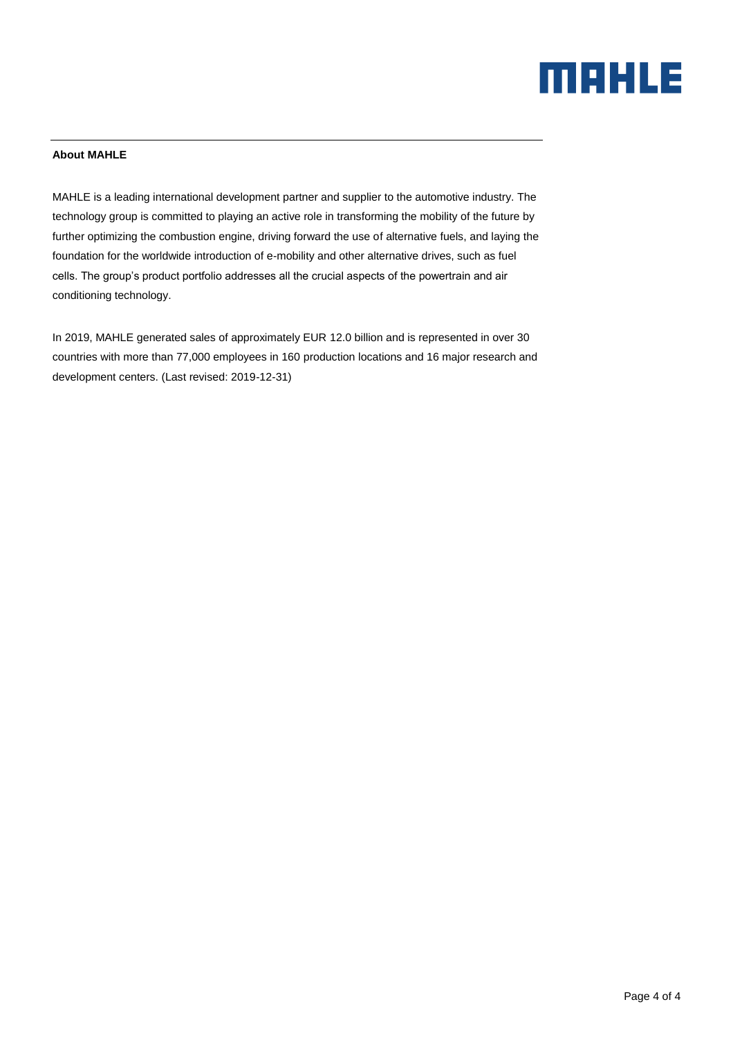**About MAHLE**

MAHLE is a leading international development partner and supplier to the automotive industry. The technology group is committed to playing an active role in transforming the mobility of the future by further optimizing the combustion engine, driving forward the use of alternative fuels, and laying the foundation for the worldwide introduction of e-mobility and other alternative drives, such as fuel cells. The group's product portfolio addresses all the crucial aspects of the powertrain and air conditioning technology.

In 2019, MAHLE generated sales of approximately EUR 12.0 billion and is represented in over 30 countries with more than 77,000 employees in 160 production locations and 16 major research and development centers. (Last revised: 2019-12-31)